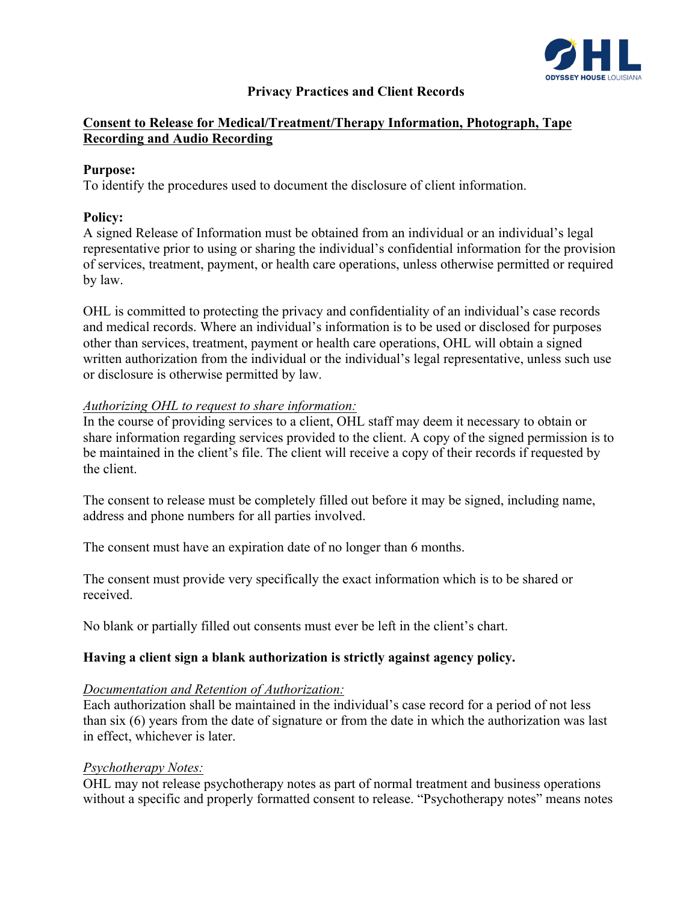# Privacy Practices and Client Records

## Consent to Release for Medical/Treatment/Therapy Information, Photograph, Tape Recording and Audio Recording

**Purpose:**
To identify the procedures used to document the disclosure of client information.

**Policy:**
A signed Release of Information must be obtained from an individual or an individual's legal representative prior to using or sharing the individual's confidential information for the provision of services, treatment, payment, or health care operations, unless otherwise permitted or required by law.

OHL is committed to protecting the privacy and confidentiality of an individual's case records and medical records. Where an individual's information is to be used or disclosed for purposes other than services, treatment, payment or health care operations, OHL will obtain a signed written authorization from the individual or the individual's legal representative, unless such use or disclosure is otherwise permitted by law.

*Authorizing OHL to request to share information:*
In the course of providing services to a client, OHL staff may deem it necessary to obtain or share information regarding services provided to the client. A copy of the signed permission is to be maintained in the client's file. The client will receive a copy of their records if requested by the client.

The consent to release must be completely filled out before it may be signed, including name, address and phone numbers for all parties involved.

The consent must have an expiration date of no longer than 6 months.

The consent must provide very specifically the exact information which is to be shared or received.

No blank or partially filled out consents must ever be left in the client's chart.

**Having a client sign a blank authorization is strictly against agency policy.**

*Documentation and Retention of Authorization:*
Each authorization shall be maintained in the individual's case record for a period of not less than six (6) years from the date of signature or from the date in which the authorization was last in effect, whichever is later.

*Psychotherapy Notes:*
OHL may not release psychotherapy notes as part of normal treatment and business operations without a specific and properly formatted consent to release. "Psychotherapy notes" means notes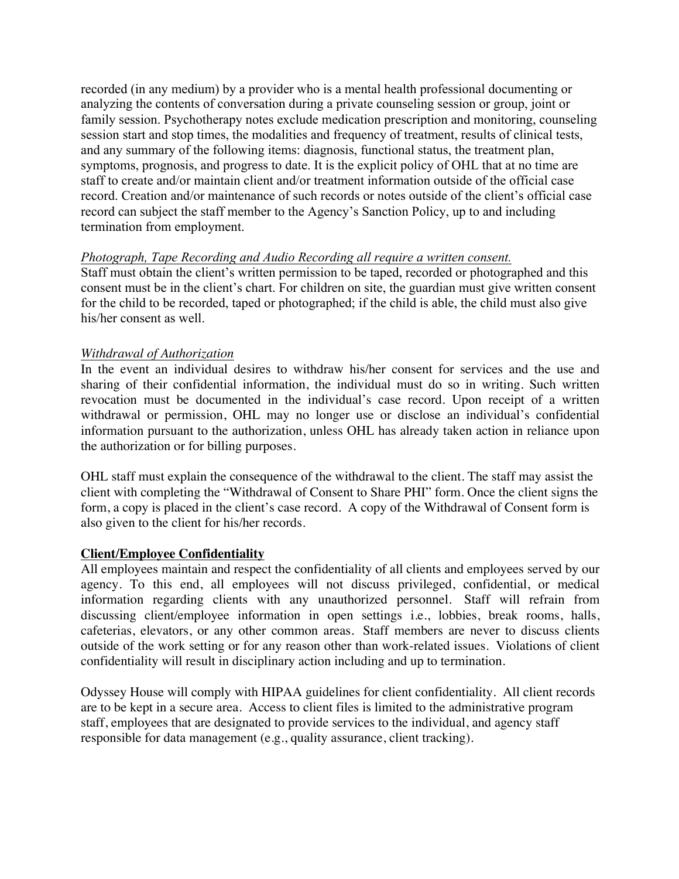recorded (in any medium) by a provider who is a mental health professional documenting or analyzing the contents of conversation during a private counseling session or group, joint or family session. Psychotherapy notes exclude medication prescription and monitoring, counseling session start and stop times, the modalities and frequency of treatment, results of clinical tests, and any summary of the following items: diagnosis, functional status, the treatment plan, symptoms, prognosis, and progress to date. It is the explicit policy of OHL that at no time are staff to create and/or maintain client and/or treatment information outside of the official case record. Creation and/or maintenance of such records or notes outside of the client's official case record can subject the staff member to the Agency's Sanction Policy, up to and including termination from employment.

*Photograph, Tape Recording and Audio Recording all require a written consent.*

Staff must obtain the client's written permission to be taped, recorded or photographed and this consent must be in the client's chart. For children on site, the guardian must give written consent for the child to be recorded, taped or photographed; if the child is able, the child must also give his/her consent as well.

*Withdrawal of Authorization*

In the event an individual desires to withdraw his/her consent for services and the use and sharing of their confidential information, the individual must do so in writing. Such written revocation must be documented in the individual's case record. Upon receipt of a written withdrawal or permission, OHL may no longer use or disclose an individual's confidential information pursuant to the authorization, unless OHL has already taken action in reliance upon the authorization or for billing purposes.

OHL staff must explain the consequence of the withdrawal to the client. The staff may assist the client with completing the "Withdrawal of Consent to Share PHI" form. Once the client signs the form, a copy is placed in the client's case record. A copy of the Withdrawal of Consent form is also given to the client for his/her records.

**Client/Employee Confidentiality**

All employees maintain and respect the confidentiality of all clients and employees served by our agency. To this end, all employees will not discuss privileged, confidential, or medical information regarding clients with any unauthorized personnel. Staff will refrain from discussing client/employee information in open settings i.e., lobbies, break rooms, halls, cafeterias, elevators, or any other common areas. Staff members are never to discuss clients outside of the work setting or for any reason other than work-related issues. Violations of client confidentiality will result in disciplinary action including and up to termination.

Odyssey House will comply with HIPAA guidelines for client confidentiality. All client records are to be kept in a secure area. Access to client files is limited to the administrative program staff, employees that are designated to provide services to the individual, and agency staff responsible for data management (e.g., quality assurance, client tracking).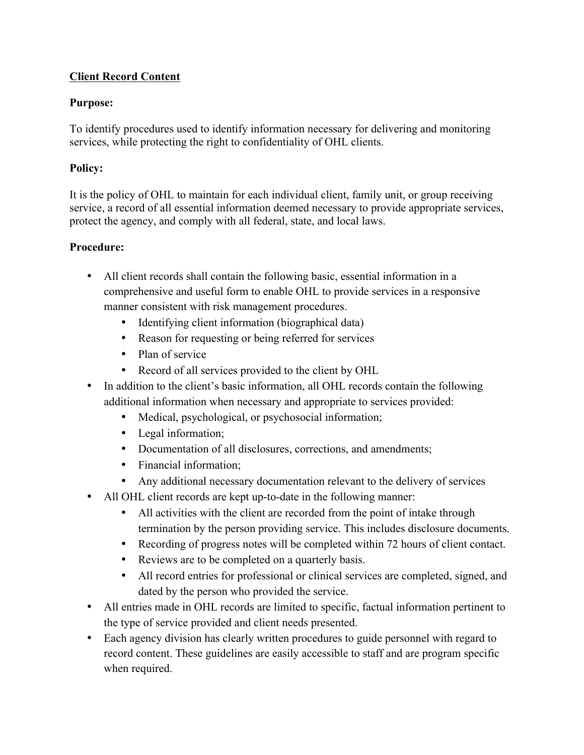**<u>Client Record Content</u>**

**Purpose:**

To identify procedures used to identify information necessary for delivering and monitoring services, while protecting the right to confidentiality of OHL clients.

**Policy:**

It is the policy of OHL to maintain for each individual client, family unit, or group receiving service, a record of all essential information deemed necessary to provide appropriate services, protect the agency, and comply with all federal, state, and local laws.

**Procedure:**

- All client records shall contain the following basic, essential information in a comprehensive and useful form to enable OHL to provide services in a responsive manner consistent with risk management procedures.
    - Identifying client information (biographical data)
    - Reason for requesting or being referred for services
    - Plan of service
    - Record of all services provided to the client by OHL
- In addition to the client's basic information, all OHL records contain the following additional information when necessary and appropriate to services provided:
    - Medical, psychological, or psychosocial information;
    - Legal information;
    - Documentation of all disclosures, corrections, and amendments;
    - Financial information;
    - Any additional necessary documentation relevant to the delivery of services
- All OHL client records are kept up-to-date in the following manner:
    - All activities with the client are recorded from the point of intake through termination by the person providing service. This includes disclosure documents.
    - Recording of progress notes will be completed within 72 hours of client contact.
    - Reviews are to be completed on a quarterly basis.
    - All record entries for professional or clinical services are completed, signed, and dated by the person who provided the service.
- All entries made in OHL records are limited to specific, factual information pertinent to the type of service provided and client needs presented.
- Each agency division has clearly written procedures to guide personnel with regard to record content. These guidelines are easily accessible to staff and are program specific when required.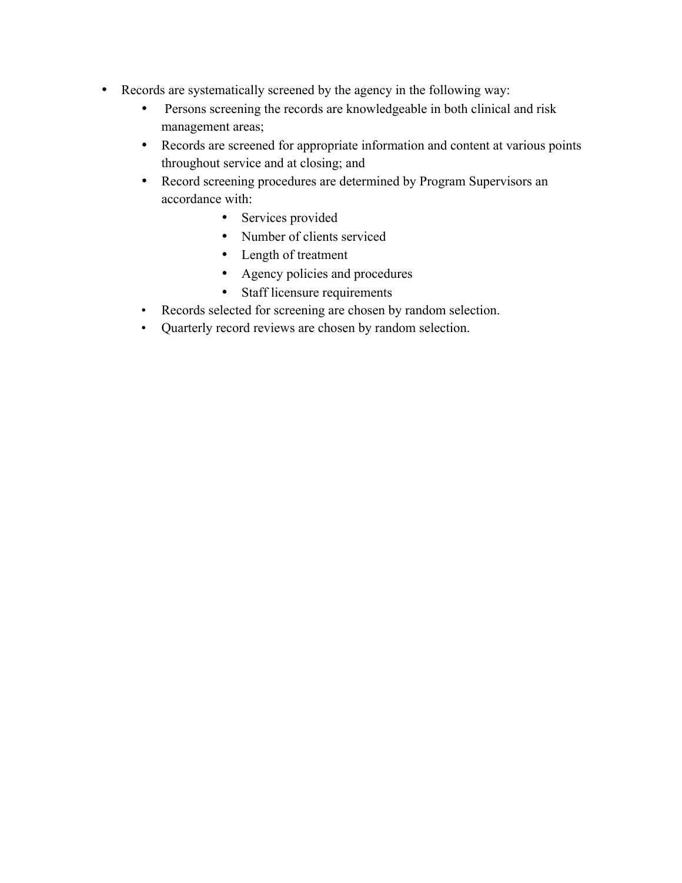- Records are systematically screened by the agency in the following way:
  - Persons screening the records are knowledgeable in both clinical and risk management areas;
  - Records are screened for appropriate information and content at various points throughout service and at closing; and
  - Record screening procedures are determined by Program Supervisors an accordance with:
    - Services provided
    - Number of clients serviced
    - Length of treatment
    - Agency policies and procedures
    - Staff licensure requirements
  - Records selected for screening are chosen by random selection.
  - Quarterly record reviews are chosen by random selection.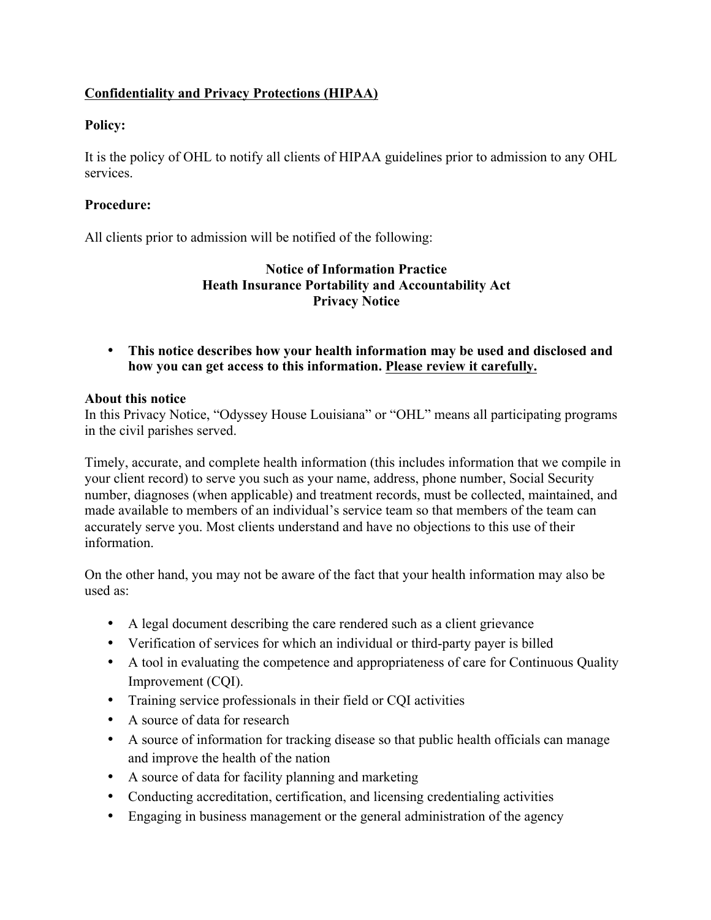**<u>Confidentiality and Privacy Protections (HIPAA)</u>**

**Policy:**

It is the policy of OHL to notify all clients of HIPAA guidelines prior to admission to any OHL services.

**Procedure:**

All clients prior to admission will be notified of the following:

**Notice of Information Practice**
**Heath Insurance Portability and Accountability Act**
**Privacy Notice**

- **This notice describes how your health information may be used and disclosed and how you can get access to this information. <u>Please review it carefully.</u>**

**About this notice**
In this Privacy Notice, "Odyssey House Louisiana" or "OHL" means all participating programs in the civil parishes served.

Timely, accurate, and complete health information (this includes information that we compile in your client record) to serve you such as your name, address, phone number, Social Security number, diagnoses (when applicable) and treatment records, must be collected, maintained, and made available to members of an individual's service team so that members of the team can accurately serve you. Most clients understand and have no objections to this use of their information.

On the other hand, you may not be aware of the fact that your health information may also be used as:

- A legal document describing the care rendered such as a client grievance
- Verification of services for which an individual or third-party payer is billed
- A tool in evaluating the competence and appropriateness of care for Continuous Quality Improvement (CQI).
- Training service professionals in their field or CQI activities
- A source of data for research
- A source of information for tracking disease so that public health officials can manage and improve the health of the nation
- A source of data for facility planning and marketing
- Conducting accreditation, certification, and licensing credentialing activities
- Engaging in business management or the general administration of the agency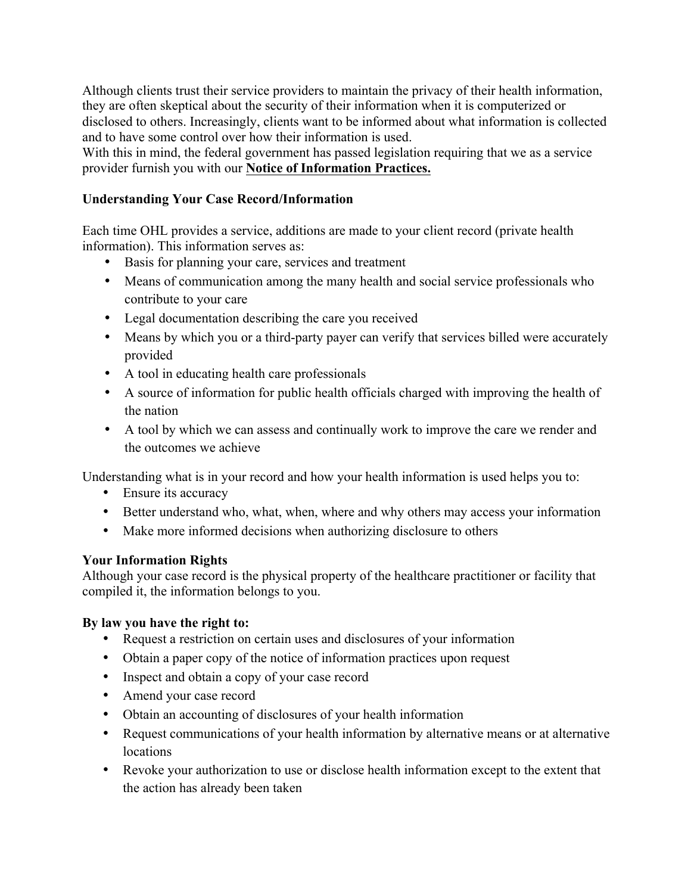Although clients trust their service providers to maintain the privacy of their health information, they are often skeptical about the security of their information when it is computerized or disclosed to others. Increasingly, clients want to be informed about what information is collected and to have some control over how their information is used.

With this in mind, the federal government has passed legislation requiring that we as a service provider furnish you with our **Notice of Information Practices.**

**Understanding Your Case Record/Information**

Each time OHL provides a service, additions are made to your client record (private health information). This information serves as:

- Basis for planning your care, services and treatment
- Means of communication among the many health and social service professionals who contribute to your care
- Legal documentation describing the care you received
- Means by which you or a third-party payer can verify that services billed were accurately provided
- A tool in educating health care professionals
- A source of information for public health officials charged with improving the health of the nation
- A tool by which we can assess and continually work to improve the care we render and the outcomes we achieve

Understanding what is in your record and how your health information is used helps you to:

- Ensure its accuracy
- Better understand who, what, when, where and why others may access your information
- Make more informed decisions when authorizing disclosure to others

**Your Information Rights**

Although your case record is the physical property of the healthcare practitioner or facility that compiled it, the information belongs to you.

**By law you have the right to:**

- Request a restriction on certain uses and disclosures of your information
- Obtain a paper copy of the notice of information practices upon request
- Inspect and obtain a copy of your case record
- Amend your case record
- Obtain an accounting of disclosures of your health information
- Request communications of your health information by alternative means or at alternative locations
- Revoke your authorization to use or disclose health information except to the extent that the action has already been taken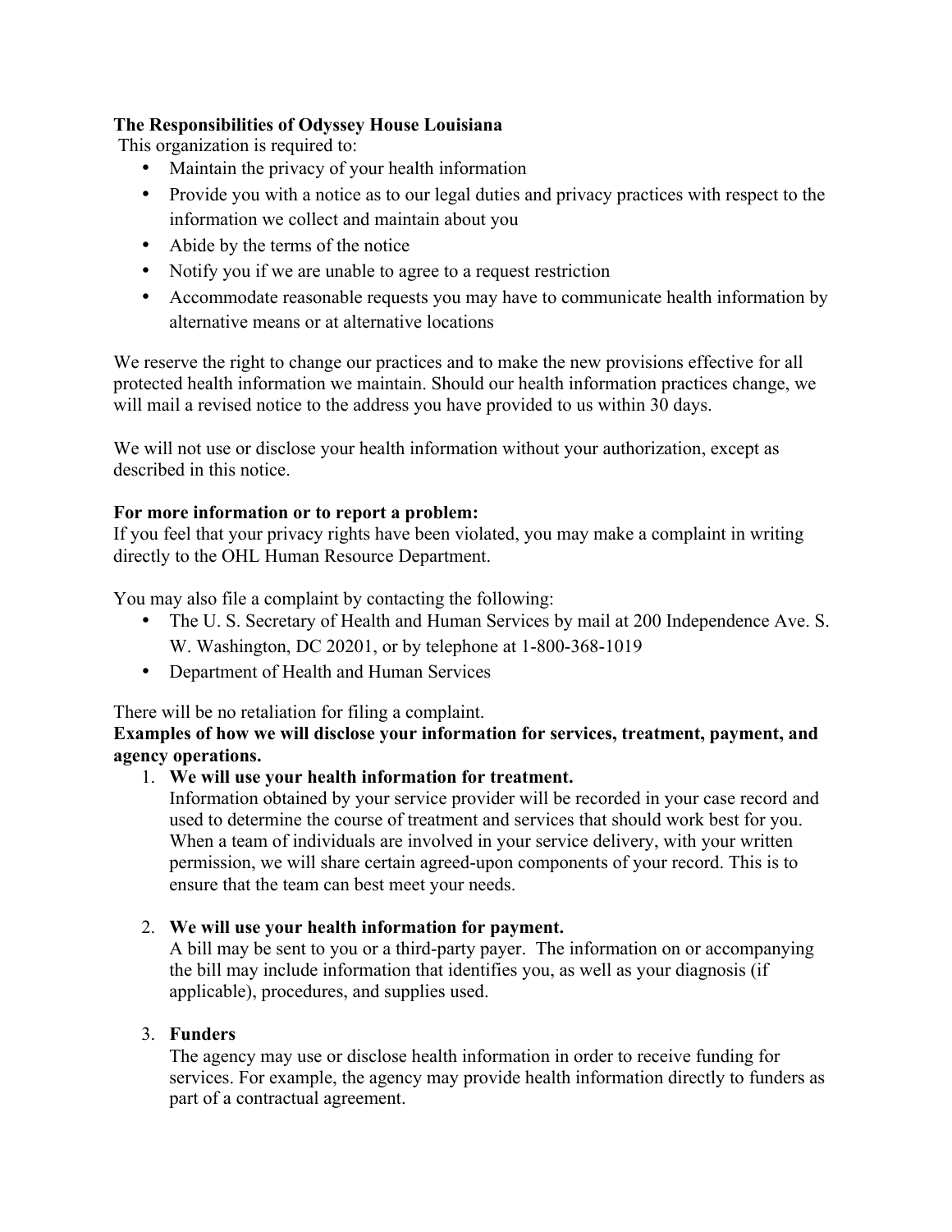**The Responsibilities of Odyssey House Louisiana**

This organization is required to:

- Maintain the privacy of your health information
- Provide you with a notice as to our legal duties and privacy practices with respect to the information we collect and maintain about you
- Abide by the terms of the notice
- Notify you if we are unable to agree to a request restriction
- Accommodate reasonable requests you may have to communicate health information by alternative means or at alternative locations

We reserve the right to change our practices and to make the new provisions effective for all protected health information we maintain. Should our health information practices change, we will mail a revised notice to the address you have provided to us within 30 days.

We will not use or disclose your health information without your authorization, except as described in this notice.

**For more information or to report a problem:**

If you feel that your privacy rights have been violated, you may make a complaint in writing directly to the OHL Human Resource Department.

You may also file a complaint by contacting the following:

- The U. S. Secretary of Health and Human Services by mail at 200 Independence Ave. S. W. Washington, DC 20201, or by telephone at 1-800-368-1019
- Department of Health and Human Services

There will be no retaliation for filing a complaint.

**Examples of how we will disclose your information for services, treatment, payment, and agency operations.**

1. **We will use your health information for treatment.**
   Information obtained by your service provider will be recorded in your case record and used to determine the course of treatment and services that should work best for you. When a team of individuals are involved in your service delivery, with your written permission, we will share certain agreed-upon components of your record. This is to ensure that the team can best meet your needs.

2. **We will use your health information for payment.**
   A bill may be sent to you or a third-party payer. The information on or accompanying the bill may include information that identifies you, as well as your diagnosis (if applicable), procedures, and supplies used.

3. **Funders**
   The agency may use or disclose health information in order to receive funding for services. For example, the agency may provide health information directly to funders as part of a contractual agreement.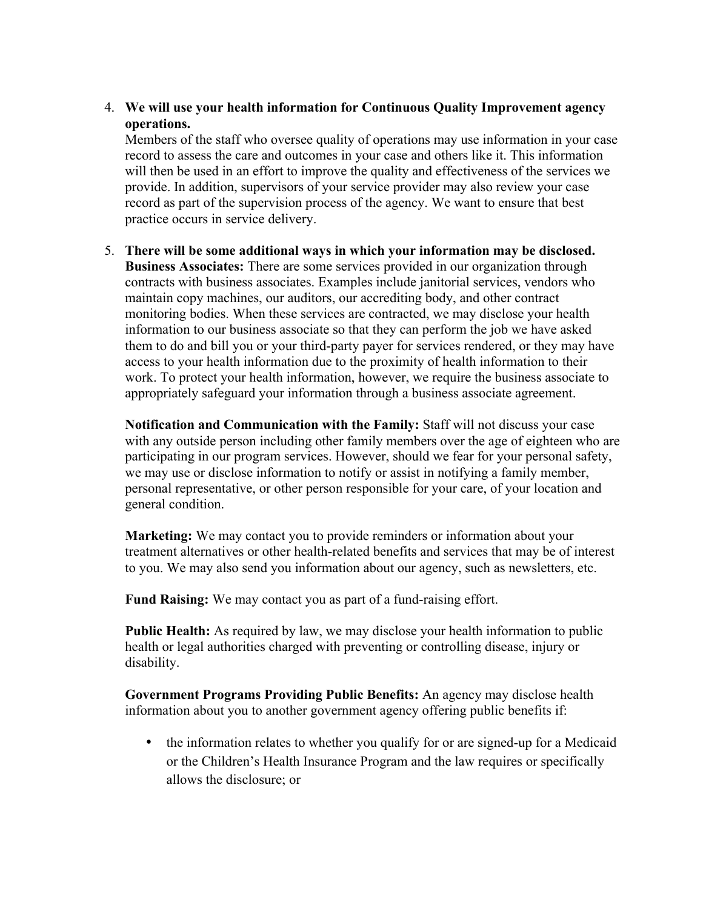4. **We will use your health information for Continuous Quality Improvement agency operations.**
   Members of the staff who oversee quality of operations may use information in your case record to assess the care and outcomes in your case and others like it. This information will then be used in an effort to improve the quality and effectiveness of the services we provide. In addition, supervisors of your service provider may also review your case record as part of the supervision process of the agency. We want to ensure that best practice occurs in service delivery.

5. **There will be some additional ways in which your information may be disclosed.**
   **Business Associates:** There are some services provided in our organization through contracts with business associates. Examples include janitorial services, vendors who maintain copy machines, our auditors, our accrediting body, and other contract monitoring bodies. When these services are contracted, we may disclose your health information to our business associate so that they can perform the job we have asked them to do and bill you or your third-party payer for services rendered, or they may have access to your health information due to the proximity of health information to their work. To protect your health information, however, we require the business associate to appropriately safeguard your information through a business associate agreement.

   **Notification and Communication with the Family:** Staff will not discuss your case with any outside person including other family members over the age of eighteen who are participating in our program services. However, should we fear for your personal safety, we may use or disclose information to notify or assist in notifying a family member, personal representative, or other person responsible for your care, of your location and general condition.

   **Marketing:** We may contact you to provide reminders or information about your treatment alternatives or other health-related benefits and services that may be of interest to you. We may also send you information about our agency, such as newsletters, etc.

   **Fund Raising:** We may contact you as part of a fund-raising effort.

   **Public Health:** As required by law, we may disclose your health information to public health or legal authorities charged with preventing or controlling disease, injury or disability.

   **Government Programs Providing Public Benefits:** An agency may disclose health information about you to another government agency offering public benefits if:

   - the information relates to whether you qualify for or are signed-up for a Medicaid or the Children's Health Insurance Program and the law requires or specifically allows the disclosure; or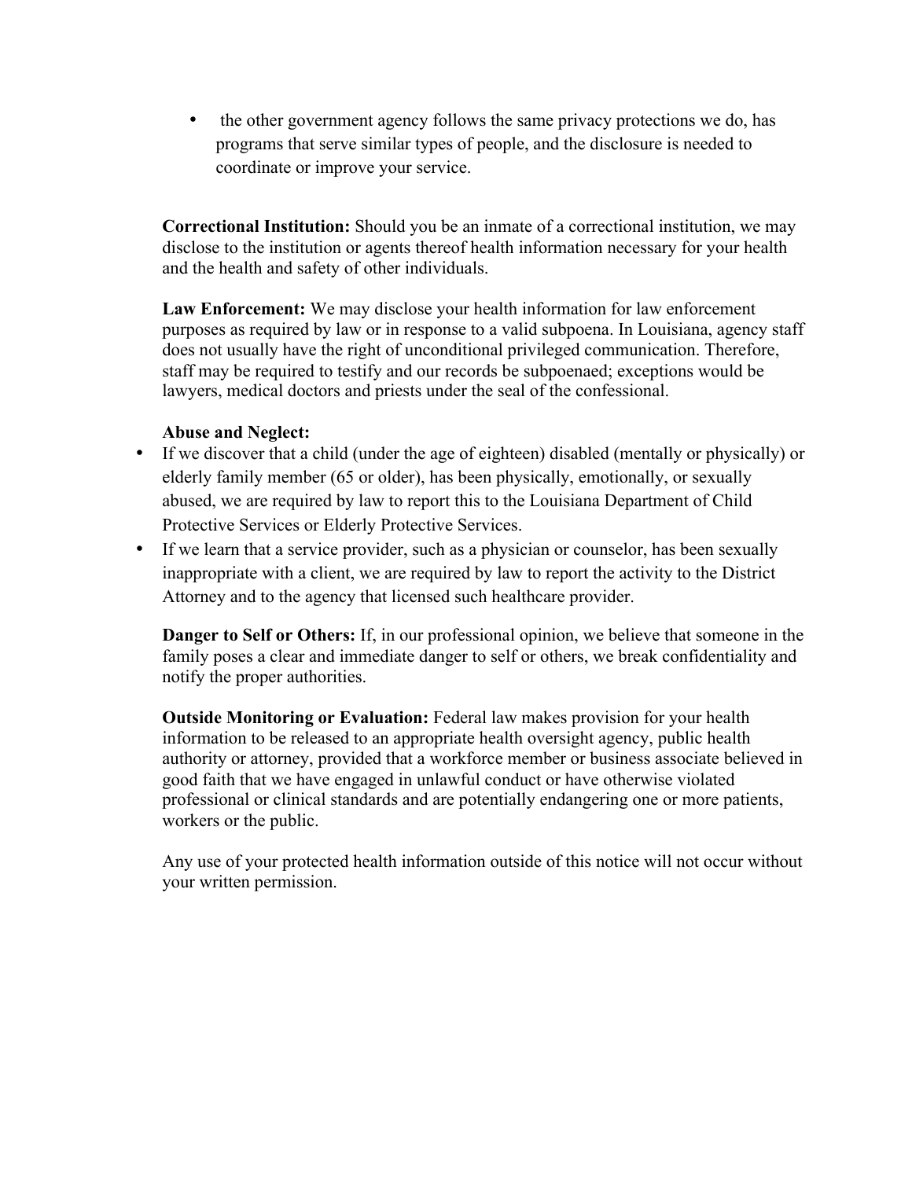- the other government agency follows the same privacy protections we do, has programs that serve similar types of people, and the disclosure is needed to coordinate or improve your service.

**Correctional Institution:** Should you be an inmate of a correctional institution, we may disclose to the institution or agents thereof health information necessary for your health and the health and safety of other individuals.

**Law Enforcement:** We may disclose your health information for law enforcement purposes as required by law or in response to a valid subpoena. In Louisiana, agency staff does not usually have the right of unconditional privileged communication. Therefore, staff may be required to testify and our records be subpoenaed; exceptions would be lawyers, medical doctors and priests under the seal of the confessional.

**Abuse and Neglect:**

- If we discover that a child (under the age of eighteen) disabled (mentally or physically) or elderly family member (65 or older), has been physically, emotionally, or sexually abused, we are required by law to report this to the Louisiana Department of Child Protective Services or Elderly Protective Services.
- If we learn that a service provider, such as a physician or counselor, has been sexually inappropriate with a client, we are required by law to report the activity to the District Attorney and to the agency that licensed such healthcare provider.

**Danger to Self or Others:** If, in our professional opinion, we believe that someone in the family poses a clear and immediate danger to self or others, we break confidentiality and notify the proper authorities.

**Outside Monitoring or Evaluation:** Federal law makes provision for your health information to be released to an appropriate health oversight agency, public health authority or attorney, provided that a workforce member or business associate believed in good faith that we have engaged in unlawful conduct or have otherwise violated professional or clinical standards and are potentially endangering one or more patients, workers or the public.

Any use of your protected health information outside of this notice will not occur without your written permission.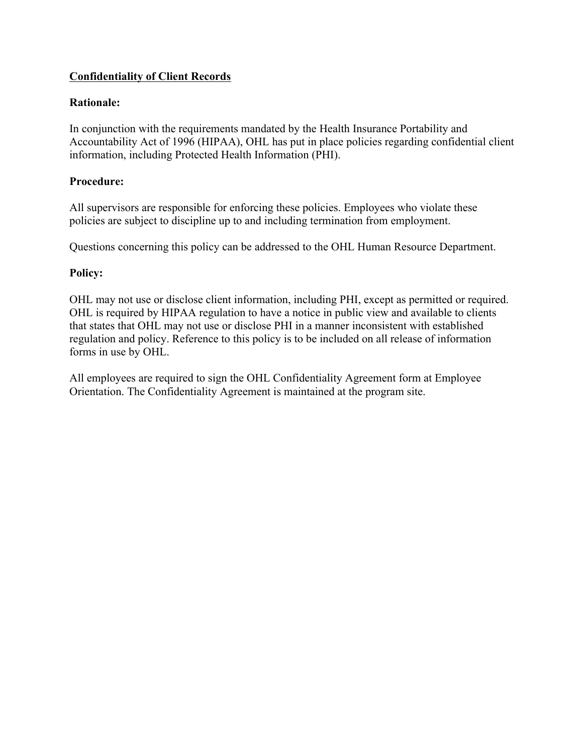## Confidentiality of Client Records

**Rationale:**

In conjunction with the requirements mandated by the Health Insurance Portability and Accountability Act of 1996 (HIPAA), OHL has put in place policies regarding confidential client information, including Protected Health Information (PHI).

**Procedure:**

All supervisors are responsible for enforcing these policies. Employees who violate these policies are subject to discipline up to and including termination from employment.

Questions concerning this policy can be addressed to the OHL Human Resource Department.

**Policy:**

OHL may not use or disclose client information, including PHI, except as permitted or required. OHL is required by HIPAA regulation to have a notice in public view and available to clients that states that OHL may not use or disclose PHI in a manner inconsistent with established regulation and policy. Reference to this policy is to be included on all release of information forms in use by OHL.

All employees are required to sign the OHL Confidentiality Agreement form at Employee Orientation. The Confidentiality Agreement is maintained at the program site.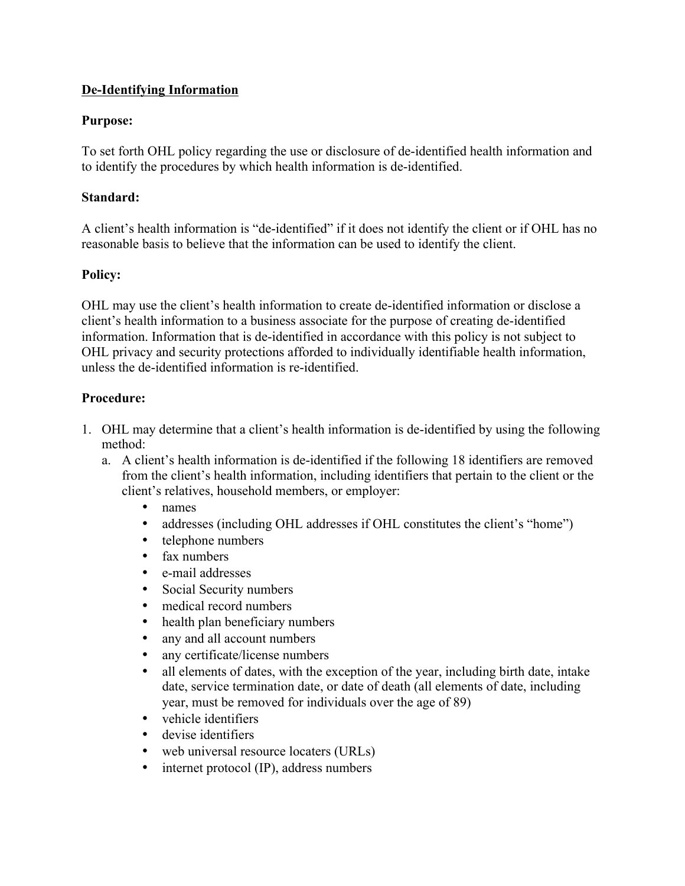**<u>De-Identifying Information</u>**

**Purpose:**

To set forth OHL policy regarding the use or disclosure of de-identified health information and to identify the procedures by which health information is de-identified.

**Standard:**

A client's health information is "de-identified" if it does not identify the client or if OHL has no reasonable basis to believe that the information can be used to identify the client.

**Policy:**

OHL may use the client's health information to create de-identified information or disclose a client's health information to a business associate for the purpose of creating de-identified information. Information that is de-identified in accordance with this policy is not subject to OHL privacy and security protections afforded to individually identifiable health information, unless the de-identified information is re-identified.

**Procedure:**

1. OHL may determine that a client's health information is de-identified by using the following method:
   a. A client's health information is de-identified if the following 18 identifiers are removed from the client's health information, including identifiers that pertain to the client or the client's relatives, household members, or employer:
      - names
      - addresses (including OHL addresses if OHL constitutes the client's "home")
      - telephone numbers
      - fax numbers
      - e-mail addresses
      - Social Security numbers
      - medical record numbers
      - health plan beneficiary numbers
      - any and all account numbers
      - any certificate/license numbers
      - all elements of dates, with the exception of the year, including birth date, intake date, service termination date, or date of death (all elements of date, including year, must be removed for individuals over the age of 89)
      - vehicle identifiers
      - devise identifiers
      - web universal resource locaters (URLs)
      - internet protocol (IP), address numbers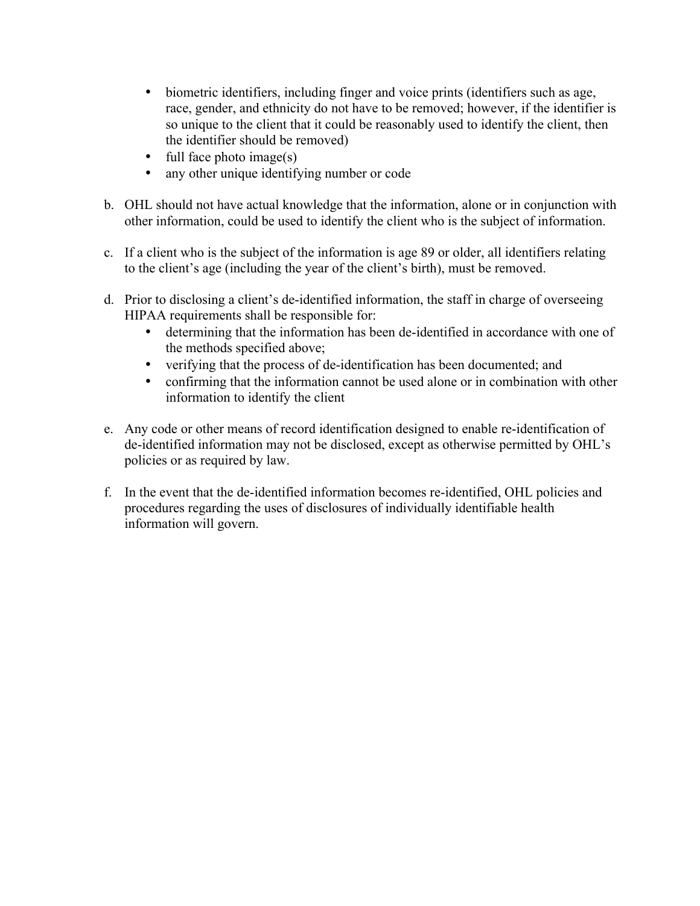- biometric identifiers, including finger and voice prints (identifiers such as age, race, gender, and ethnicity do not have to be removed; however, if the identifier is so unique to the client that it could be reasonably used to identify the client, then the identifier should be removed)
- full face photo image(s)
- any other unique identifying number or code

b. OHL should not have actual knowledge that the information, alone or in conjunction with other information, could be used to identify the client who is the subject of information.

c. If a client who is the subject of the information is age 89 or older, all identifiers relating to the client's age (including the year of the client's birth), must be removed.

d. Prior to disclosing a client's de-identified information, the staff in charge of overseeing HIPAA requirements shall be responsible for:
   - determining that the information has been de-identified in accordance with one of the methods specified above;
   - verifying that the process of de-identification has been documented; and
   - confirming that the information cannot be used alone or in combination with other information to identify the client

e. Any code or other means of record identification designed to enable re-identification of de-identified information may not be disclosed, except as otherwise permitted by OHL's policies or as required by law.

f. In the event that the de-identified information becomes re-identified, OHL policies and procedures regarding the uses of disclosures of individually identifiable health information will govern.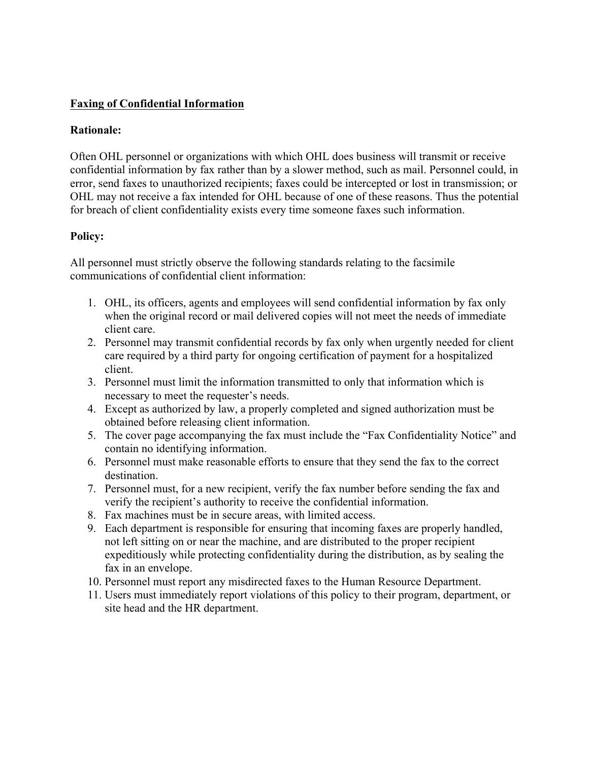## Faxing of Confidential Information

**Rationale:**

Often OHL personnel or organizations with which OHL does business will transmit or receive confidential information by fax rather than by a slower method, such as mail. Personnel could, in error, send faxes to unauthorized recipients; faxes could be intercepted or lost in transmission; or OHL may not receive a fax intended for OHL because of one of these reasons. Thus the potential for breach of client confidentiality exists every time someone faxes such information.

**Policy:**

All personnel must strictly observe the following standards relating to the facsimile communications of confidential client information:

1. OHL, its officers, agents and employees will send confidential information by fax only when the original record or mail delivered copies will not meet the needs of immediate client care.
2. Personnel may transmit confidential records by fax only when urgently needed for client care required by a third party for ongoing certification of payment for a hospitalized client.
3. Personnel must limit the information transmitted to only that information which is necessary to meet the requester's needs.
4. Except as authorized by law, a properly completed and signed authorization must be obtained before releasing client information.
5. The cover page accompanying the fax must include the "Fax Confidentiality Notice" and contain no identifying information.
6. Personnel must make reasonable efforts to ensure that they send the fax to the correct destination.
7. Personnel must, for a new recipient, verify the fax number before sending the fax and verify the recipient's authority to receive the confidential information.
8. Fax machines must be in secure areas, with limited access.
9. Each department is responsible for ensuring that incoming faxes are properly handled, not left sitting on or near the machine, and are distributed to the proper recipient expeditiously while protecting confidentiality during the distribution, as by sealing the fax in an envelope.
10. Personnel must report any misdirected faxes to the Human Resource Department.
11. Users must immediately report violations of this policy to their program, department, or site head and the HR department.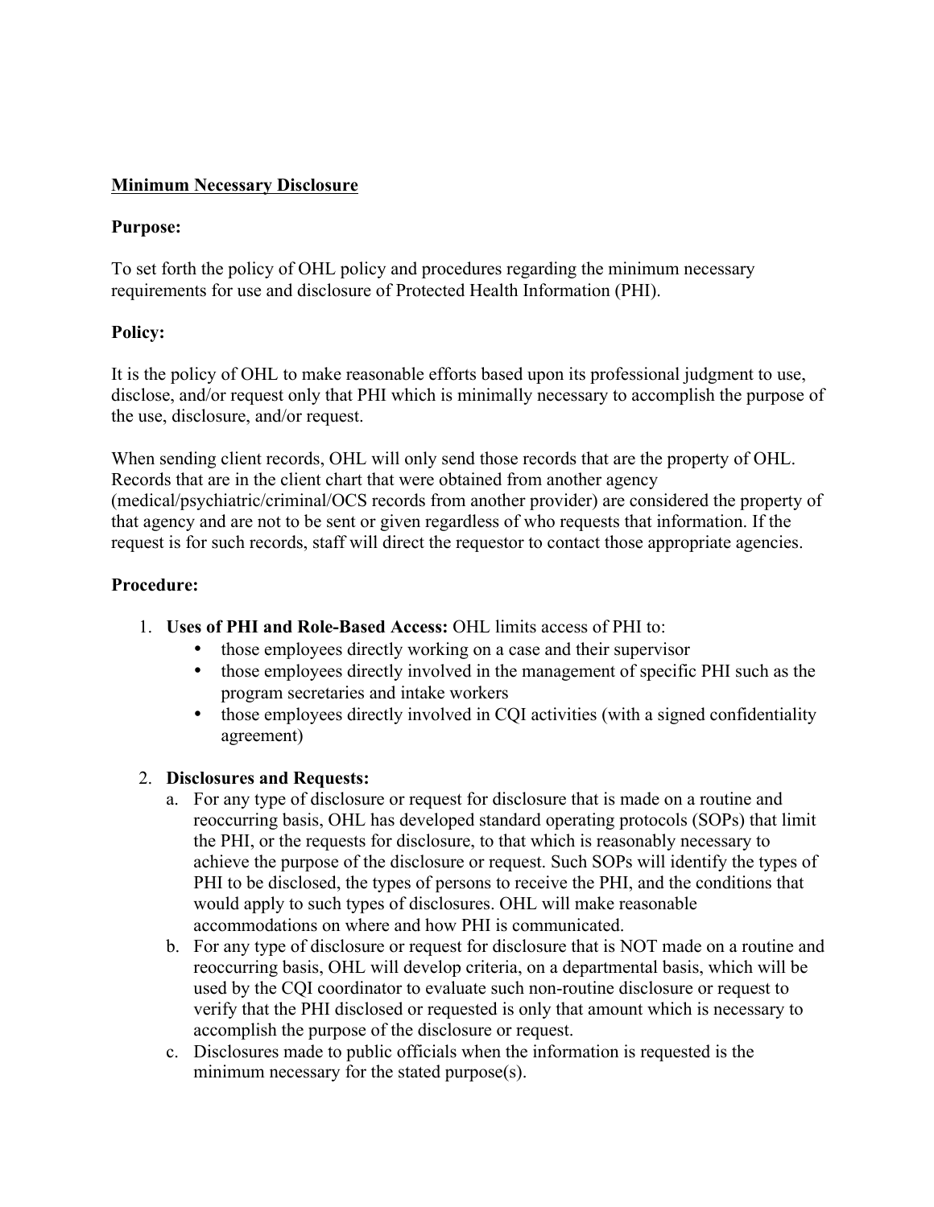## Minimum Necessary Disclosure

**Purpose:**

To set forth the policy of OHL policy and procedures regarding the minimum necessary requirements for use and disclosure of Protected Health Information (PHI).

**Policy:**

It is the policy of OHL to make reasonable efforts based upon its professional judgment to use, disclose, and/or request only that PHI which is minimally necessary to accomplish the purpose of the use, disclosure, and/or request.

When sending client records, OHL will only send those records that are the property of OHL. Records that are in the client chart that were obtained from another agency (medical/psychiatric/criminal/OCS records from another provider) are considered the property of that agency and are not to be sent or given regardless of who requests that information. If the request is for such records, staff will direct the requestor to contact those appropriate agencies.

**Procedure:**

1. **Uses of PHI and Role-Based Access:** OHL limits access of PHI to:
   - those employees directly working on a case and their supervisor
   - those employees directly involved in the management of specific PHI such as the program secretaries and intake workers
   - those employees directly involved in CQI activities (with a signed confidentiality agreement)

2. **Disclosures and Requests:**
   a. For any type of disclosure or request for disclosure that is made on a routine and reoccurring basis, OHL has developed standard operating protocols (SOPs) that limit the PHI, or the requests for disclosure, to that which is reasonably necessary to achieve the purpose of the disclosure or request. Such SOPs will identify the types of PHI to be disclosed, the types of persons to receive the PHI, and the conditions that would apply to such types of disclosures. OHL will make reasonable accommodations on where and how PHI is communicated.
   b. For any type of disclosure or request for disclosure that is NOT made on a routine and reoccurring basis, OHL will develop criteria, on a departmental basis, which will be used by the CQI coordinator to evaluate such non-routine disclosure or request to verify that the PHI disclosed or requested is only that amount which is necessary to accomplish the purpose of the disclosure or request.
   c. Disclosures made to public officials when the information is requested is the minimum necessary for the stated purpose(s).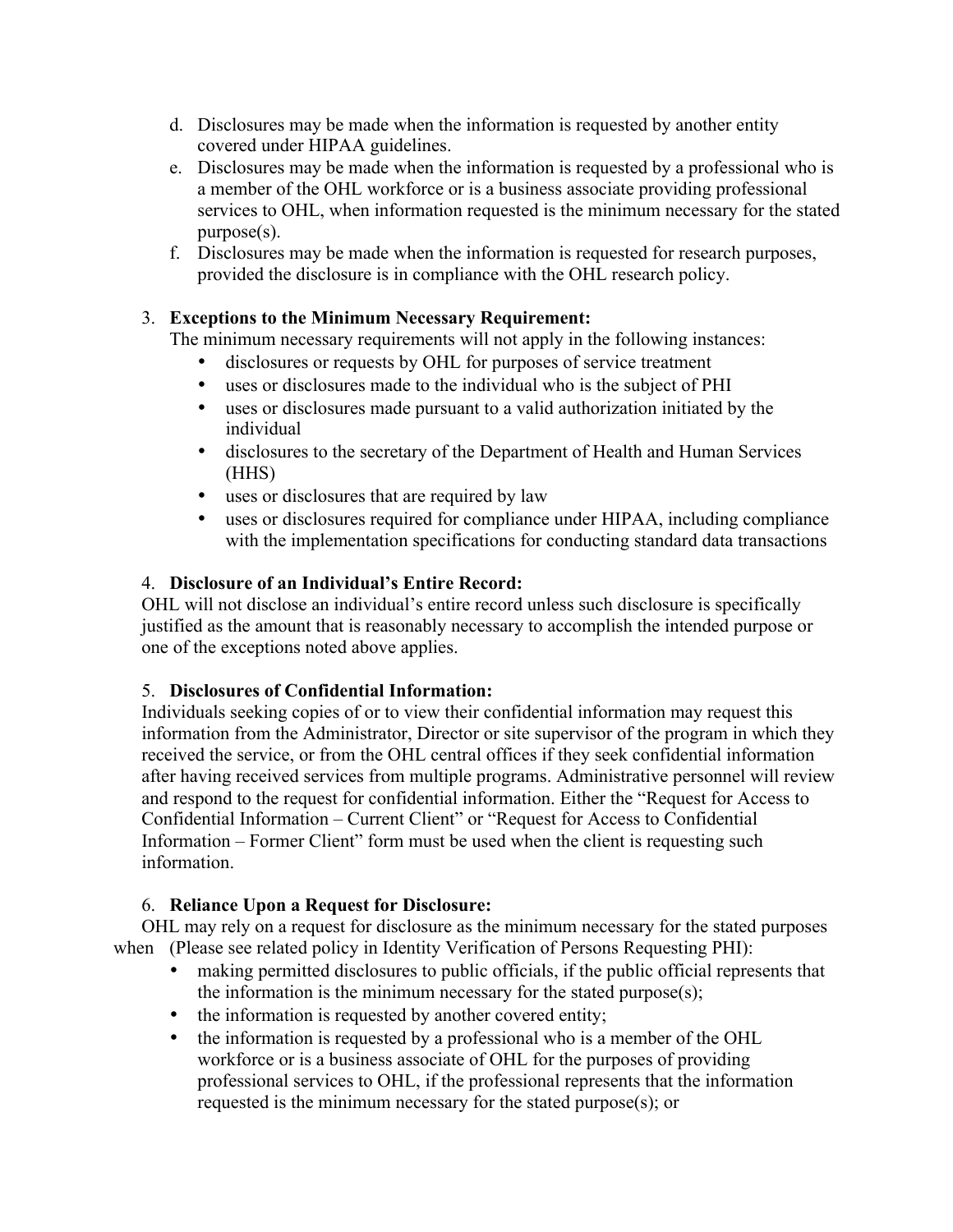d. Disclosures may be made when the information is requested by another entity covered under HIPAA guidelines.
e. Disclosures may be made when the information is requested by a professional who is a member of the OHL workforce or is a business associate providing professional services to OHL, when information requested is the minimum necessary for the stated purpose(s).
f. Disclosures may be made when the information is requested for research purposes, provided the disclosure is in compliance with the OHL research policy.

3. **Exceptions to the Minimum Necessary Requirement:**
   The minimum necessary requirements will not apply in the following instances:
   - disclosures or requests by OHL for purposes of service treatment
   - uses or disclosures made to the individual who is the subject of PHI
   - uses or disclosures made pursuant to a valid authorization initiated by the individual
   - disclosures to the secretary of the Department of Health and Human Services (HHS)
   - uses or disclosures that are required by law
   - uses or disclosures required for compliance under HIPAA, including compliance with the implementation specifications for conducting standard data transactions

4. **Disclosure of an Individual's Entire Record:**
   OHL will not disclose an individual's entire record unless such disclosure is specifically justified as the amount that is reasonably necessary to accomplish the intended purpose or one of the exceptions noted above applies.

5. **Disclosures of Confidential Information:**
   Individuals seeking copies of or to view their confidential information may request this information from the Administrator, Director or site supervisor of the program in which they received the service, or from the OHL central offices if they seek confidential information after having received services from multiple programs. Administrative personnel will review and respond to the request for confidential information. Either the "Request for Access to Confidential Information – Current Client" or "Request for Access to Confidential Information – Former Client" form must be used when the client is requesting such information.

6. **Reliance Upon a Request for Disclosure:**
   OHL may rely on a request for disclosure as the minimum necessary for the stated purposes when (Please see related policy in Identity Verification of Persons Requesting PHI):
   - making permitted disclosures to public officials, if the public official represents that the information is the minimum necessary for the stated purpose(s);
   - the information is requested by another covered entity;
   - the information is requested by a professional who is a member of the OHL workforce or is a business associate of OHL for the purposes of providing professional services to OHL, if the professional represents that the information requested is the minimum necessary for the stated purpose(s); or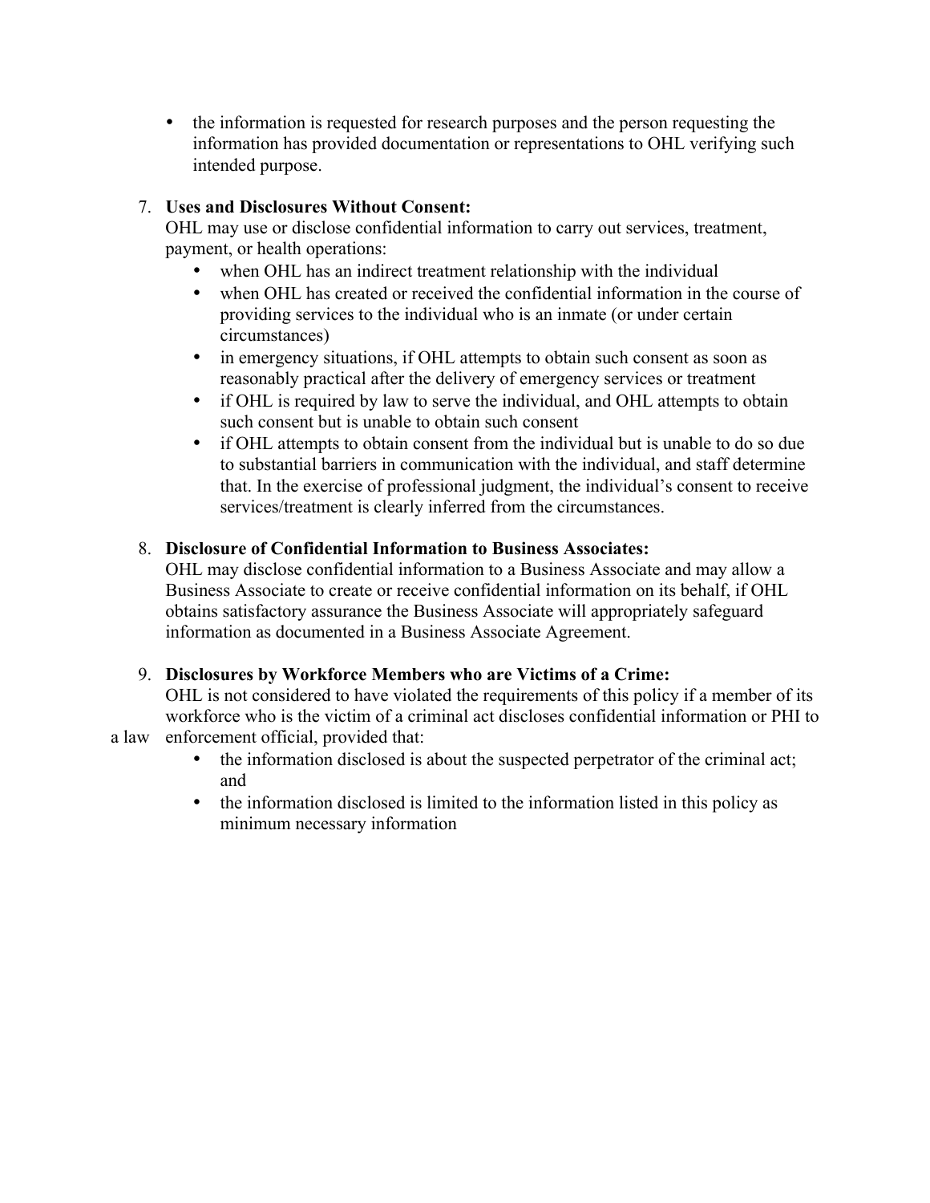- the information is requested for research purposes and the person requesting the information has provided documentation or representations to OHL verifying such intended purpose.

7. **Uses and Disclosures Without Consent:**
   OHL may use or disclose confidential information to carry out services, treatment, payment, or health operations:
   - when OHL has an indirect treatment relationship with the individual
   - when OHL has created or received the confidential information in the course of providing services to the individual who is an inmate (or under certain circumstances)
   - in emergency situations, if OHL attempts to obtain such consent as soon as reasonably practical after the delivery of emergency services or treatment
   - if OHL is required by law to serve the individual, and OHL attempts to obtain such consent but is unable to obtain such consent
   - if OHL attempts to obtain consent from the individual but is unable to do so due to substantial barriers in communication with the individual, and staff determine that. In the exercise of professional judgment, the individual's consent to receive services/treatment is clearly inferred from the circumstances.

8. **Disclosure of Confidential Information to Business Associates:**
   OHL may disclose confidential information to a Business Associate and may allow a Business Associate to create or receive confidential information on its behalf, if OHL obtains satisfactory assurance the Business Associate will appropriately safeguard information as documented in a Business Associate Agreement.

9. **Disclosures by Workforce Members who are Victims of a Crime:**
   OHL is not considered to have violated the requirements of this policy if a member of its workforce who is the victim of a criminal act discloses confidential information or PHI to a law enforcement official, provided that:
   - the information disclosed is about the suspected perpetrator of the criminal act; and
   - the information disclosed is limited to the information listed in this policy as minimum necessary information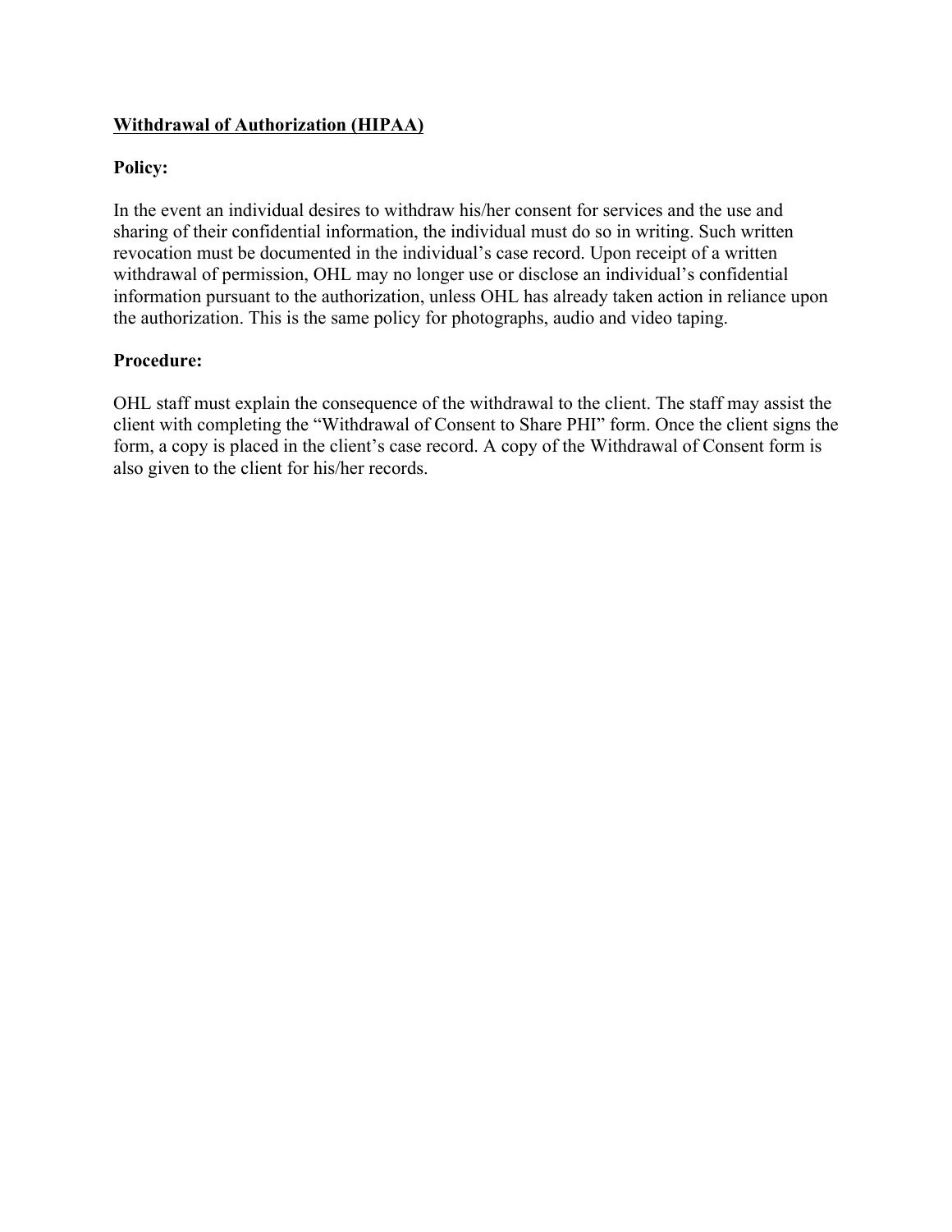## Withdrawal of Authorization (HIPAA)

**Policy:**

In the event an individual desires to withdraw his/her consent for services and the use and sharing of their confidential information, the individual must do so in writing. Such written revocation must be documented in the individual's case record. Upon receipt of a written withdrawal of permission, OHL may no longer use or disclose an individual's confidential information pursuant to the authorization, unless OHL has already taken action in reliance upon the authorization. This is the same policy for photographs, audio and video taping.

**Procedure:**

OHL staff must explain the consequence of the withdrawal to the client. The staff may assist the client with completing the "Withdrawal of Consent to Share PHI" form. Once the client signs the form, a copy is placed in the client's case record. A copy of the Withdrawal of Consent form is also given to the client for his/her records.